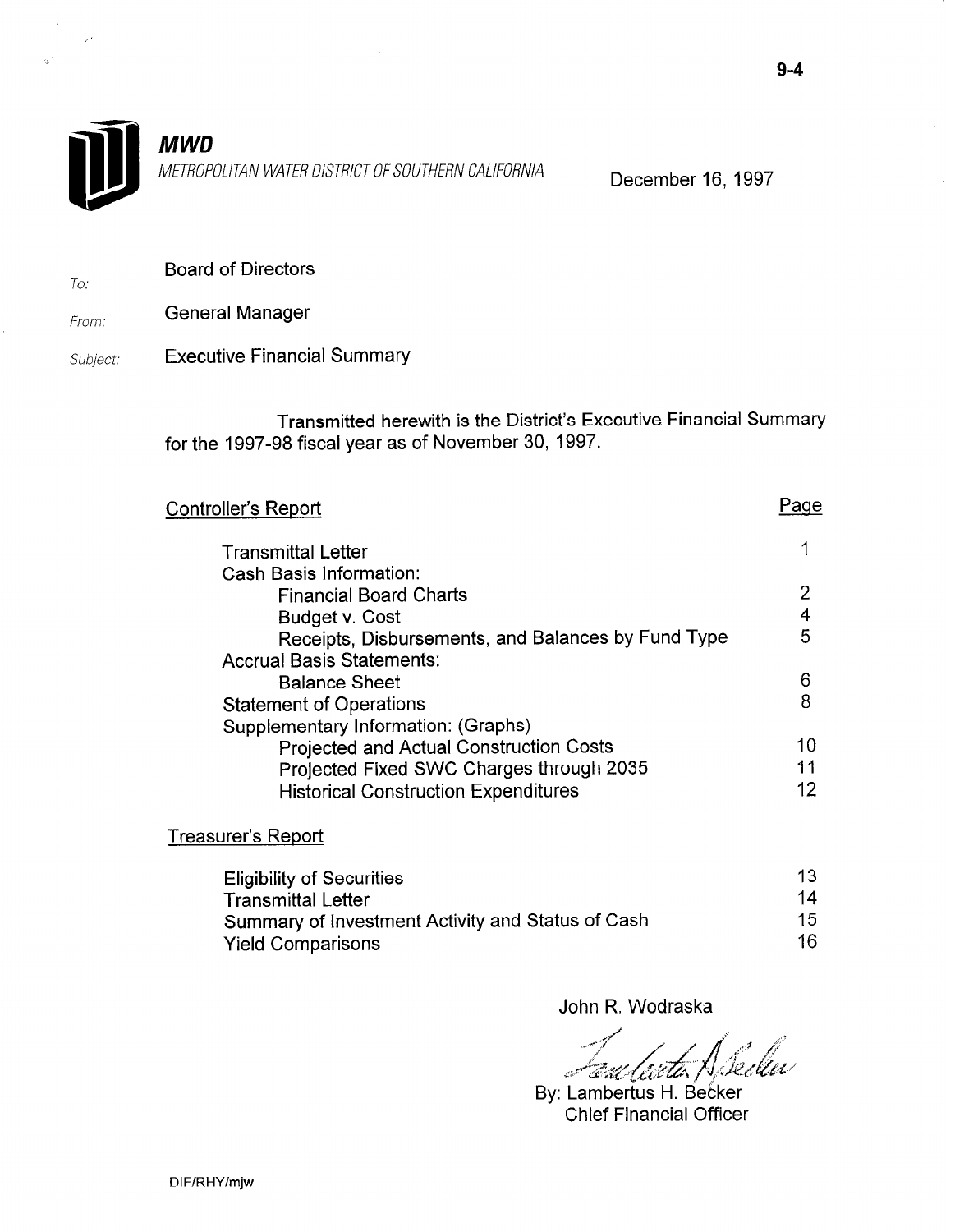9-4

**MWD**

*METROPOLITAN WATER DISTRICT OF SOUTHERN CALIFORNIA*

December 16, 1997

To: Board of Directors

From: General Manager

Subject: Executive Financial Summary

Transmitted herewith is the District's Executive Financial Summary for the 1997-98 fiscal year as of November 30, 1997.

| Controller's Report | Page |
|---|---|
| Transmittal Letter | 1 |
| Cash Basis Information: | |
| Financial Board Charts | 2 |
| Budget v. Cost | 4 |
| Receipts, Disbursements, and Balances by Fund Type | 5 |
| Accrual Basis Statements: | |
| Balance Sheet | 6 |
| Statement of Operations | 8 |
| Supplementary Information: (Graphs) | |
| Projected and Actual Construction Costs | 10 |
| Projected Fixed SWC Charges through 2035 | 11 |
| Historical Construction Expenditures | 12 |

| Treasurer's Report | |
|---|---|
| Eligibility of Securities | 13 |
| Transmittal Letter | 14 |
| Summary of Investment Activity and Status of Cash | 15 |
| Yield Comparisons | 16 |

John R. Wodraska

By: Lambertus H. Becker
Chief Financial Officer

DIF/RHY/mjw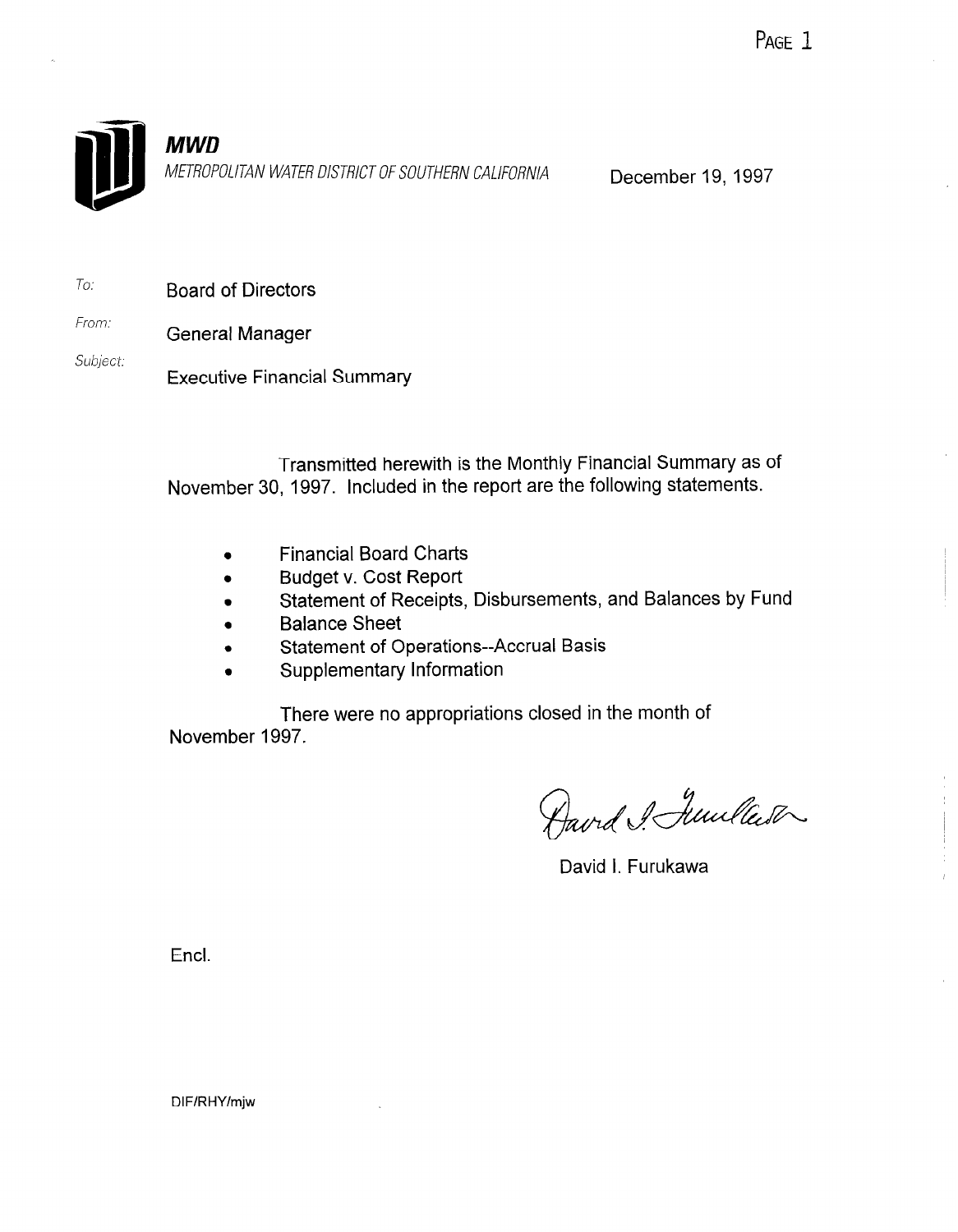**MWD**

*METROPOLITAN WATER DISTRICT OF SOUTHERN CALIFORNIA*

December 19, 1997

*To:* Board of Directors

*From:* General Manager

*Subject:* Executive Financial Summary

Transmitted herewith is the Monthly Financial Summary as of November 30, 1997. Included in the report are the following statements.

- Financial Board Charts
- Budget v. Cost Report
- Statement of Receipts, Disbursements, and Balances by Fund
- Balance Sheet
- Statement of Operations--Accrual Basis
- Supplementary Information

There were no appropriations closed in the month of November 1997.

David I. Furukawa

Encl.

DIF/RHY/mjw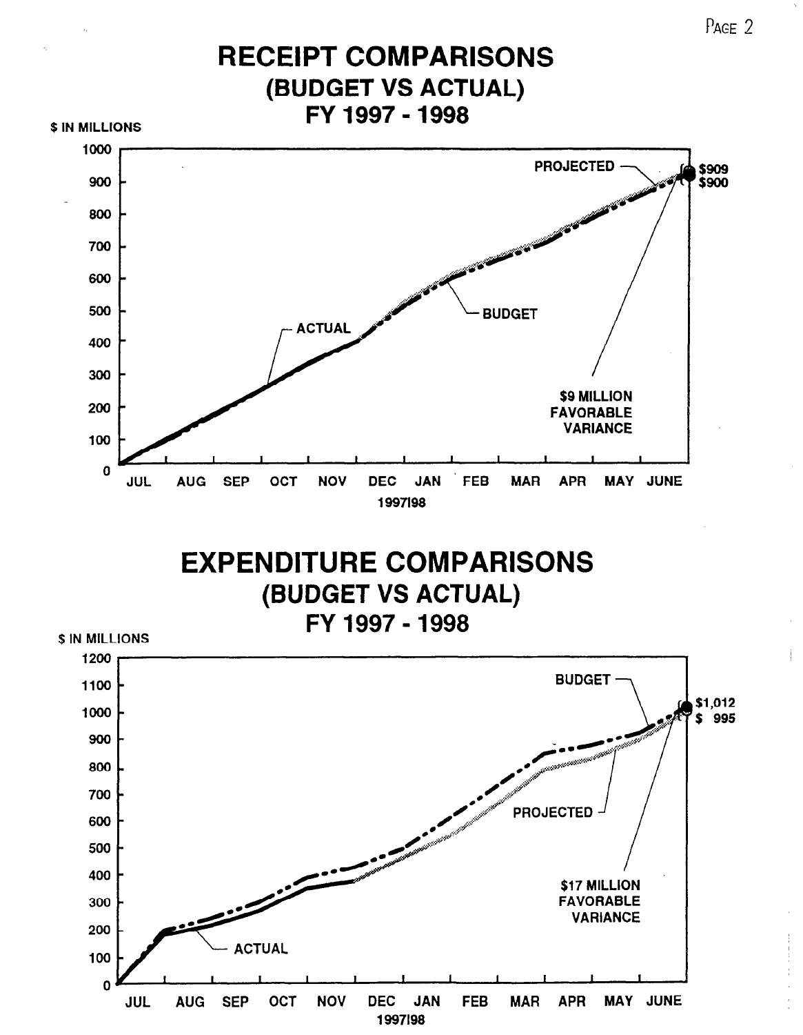# RECEIPT COMPARISONS
## (BUDGET VS ACTUAL)
## FY 1997 - 1998

$ IN MILLIONS

1000
900
800
700
600
500
400
300
200
100
0

JUL AUG SEP OCT NOV DEC JAN FEB MAR APR MAY JUNE

1997/98

PROJECTED

ACTUAL

BUDGET

$909
$900

$9 MILLION FAVORABLE VARIANCE

# EXPENDITURE COMPARISONS
## (BUDGET VS ACTUAL)
## FY 1997 - 1998

$ IN MILLIONS

1200
1100
1000
900
800
700
600
500
400
300
200
100
0

JUL AUG SEP OCT NOV DEC JAN FEB MAR APR MAY JUNE

1997/98

BUDGET

PROJECTED

ACTUAL

$1,012
$ 995

$17 MILLION FAVORABLE VARIANCE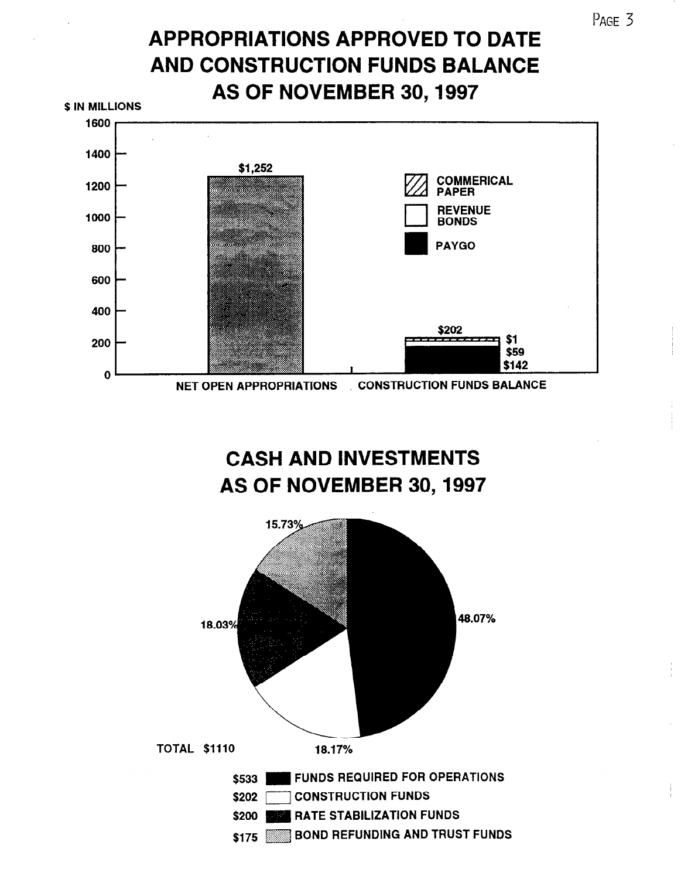# APPROPRIATIONS APPROVED TO DATE AND CONSTRUCTION FUNDS BALANCE AS OF NOVEMBER 30, 1997

$ IN MILLIONS

| | NET OPEN APPROPRIATIONS | CONSTRUCTION FUNDS BALANCE |
|---|---|---|
| Total | $1,252 | $202 |
| COMMERICAL PAPER | | $1 |
| REVENUE BONDS | | $59 |
| PAYGO | | $142 |

# CASH AND INVESTMENTS AS OF NOVEMBER 30, 1997

TOTAL $1110

| Amount | Category | Percent |
|---|---|---|
| $533 | FUNDS REQUIRED FOR OPERATIONS | 48.07% |
| $202 | CONSTRUCTION FUNDS | 18.17% |
| $200 | RATE STABILIZATION FUNDS | 18.03% |
| $175 | BOND REFUNDING AND TRUST FUNDS | 15.73% |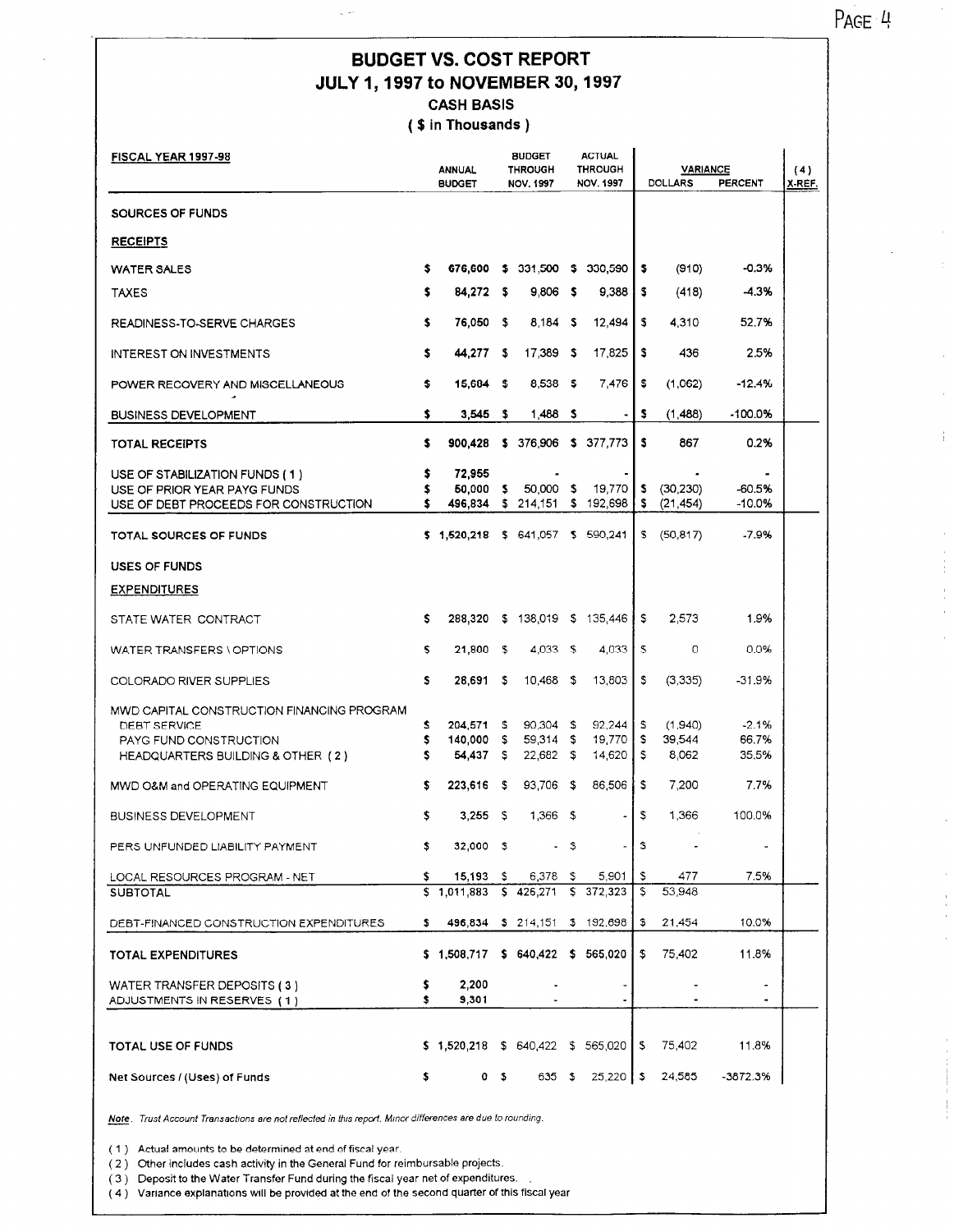# BUDGET VS. COST REPORT
## JULY 1, 1997 to NOVEMBER 30, 1997
### CASH BASIS
### ( $ in Thousands )

| FISCAL YEAR 1997-98 | ANNUAL BUDGET | BUDGET THROUGH NOV. 1997 | ACTUAL THROUGH NOV. 1997 | VARIANCE DOLLARS | VARIANCE PERCENT | (4) X-REF. |
|---|---|---|---|---|---|---|
| **SOURCES OF FUNDS** | | | | | | |
| **RECEIPTS** | | | | | | |
| WATER SALES | $ 676,600 | $ 331,500 | $ 330,590 | $ (910) | -0.3% | |
| TAXES | $ 84,272 | $ 9,806 | $ 9,388 | $ (418) | -4.3% | |
| READINESS-TO-SERVE CHARGES | $ 76,050 | $ 8,184 | $ 12,494 | $ 4,310 | 52.7% | |
| INTEREST ON INVESTMENTS | $ 44,277 | $ 17,389 | $ 17,825 | $ 436 | 2.5% | |
| POWER RECOVERY AND MISCELLANEOUS | $ 15,684 | $ 8,538 | $ 7,476 | $ (1,062) | -12.4% | |
| BUSINESS DEVELOPMENT | $ 3,545 | $ 1,488 | $ - | $ (1,488) | -100.0% | |
| **TOTAL RECEIPTS** | $ 900,428 | $ 376,906 | $ 377,773 | $ 867 | 0.2% | |
| USE OF STABILIZATION FUNDS ( 1 ) | $ 72,955 | - | - | - | - | |
| USE OF PRIOR YEAR PAYG FUNDS | $ 50,000 | $ 50,000 | $ 19,770 | $ (30,230) | -60.5% | |
| USE OF DEBT PROCEEDS FOR CONSTRUCTION | $ 496,834 | $ 214,151 | $ 192,698 | $ (21,454) | -10.0% | |
| **TOTAL SOURCES OF FUNDS** | $ 1,520,218 | $ 641,057 | $ 590,241 | $ (50,817) | -7.9% | |
| **USES OF FUNDS** | | | | | | |
| **EXPENDITURES** | | | | | | |
| STATE WATER CONTRACT | $ 288,320 | $ 138,019 | $ 135,446 | $ 2,573 | 1.9% | |
| WATER TRANSFERS \ OPTIONS | $ 21,800 | $ 4,033 | $ 4,033 | $ 0 | 0.0% | |
| COLORADO RIVER SUPPLIES | $ 28,691 | $ 10,468 | $ 13,803 | $ (3,335) | -31.9% | |
| MWD CAPITAL CONSTRUCTION FINANCING PROGRAM | | | | | | |
| DEBT SERVICE | $ 204,571 | $ 90,304 | $ 92,244 | $ (1,940) | -2.1% | |
| PAYG FUND CONSTRUCTION | $ 140,000 | $ 59,314 | $ 19,770 | $ 39,544 | 66.7% | |
| HEADQUARTERS BUILDING & OTHER ( 2 ) | $ 54,437 | $ 22,682 | $ 14,620 | $ 8,062 | 35.5% | |
| MWD O&M and OPERATING EQUIPMENT | $ 223,616 | $ 93,706 | $ 86,506 | $ 7,200 | 7.7% | |
| BUSINESS DEVELOPMENT | $ 3,255 | $ 1,366 | $ - | $ 1,366 | 100.0% | |
| PERS UNFUNDED LIABILITY PAYMENT | $ 32,000 | $ - | $ - | $ - | - | |
| LOCAL RESOURCES PROGRAM - NET | $ 15,193 | $ 6,378 | $ 5,901 | $ 477 | 7.5% | |
| **SUBTOTAL** | $ 1,011,883 | $ 426,271 | $ 372,323 | $ 53,948 | | |
| DEBT-FINANCED CONSTRUCTION EXPENDITURES | $ 496,834 | $ 214,151 | $ 192,698 | $ 21,454 | 10.0% | |
| **TOTAL EXPENDITURES** | $ 1,508,717 | $ 640,422 | $ 565,020 | $ 75,402 | 11.8% | |
| WATER TRANSFER DEPOSITS ( 3 ) | $ 2,200 | - | - | - | - | |
| ADJUSTMENTS IN RESERVES ( 1 ) | $ 9,301 | - | - | - | - | |
| **TOTAL USE OF FUNDS** | $ 1,520,218 | $ 640,422 | $ 565,020 | $ 75,402 | 11.8% | |
| **Net Sources / (Uses) of Funds** | $ 0 | $ 635 | $ 25,220 | $ 24,585 | -3872.3% | |

***Note**. Trust Account Transactions are not reflected in this report. Minor differences are due to rounding.*

( 1 ) Actual amounts to be determined at end of fiscal year.

( 2 ) Other includes cash activity in the General Fund for reimbursable projects.

( 3 ) Deposit to the Water Transfer Fund during the fiscal year net of expenditures.

( 4 ) Variance explanations will be provided at the end of the second quarter of this fiscal year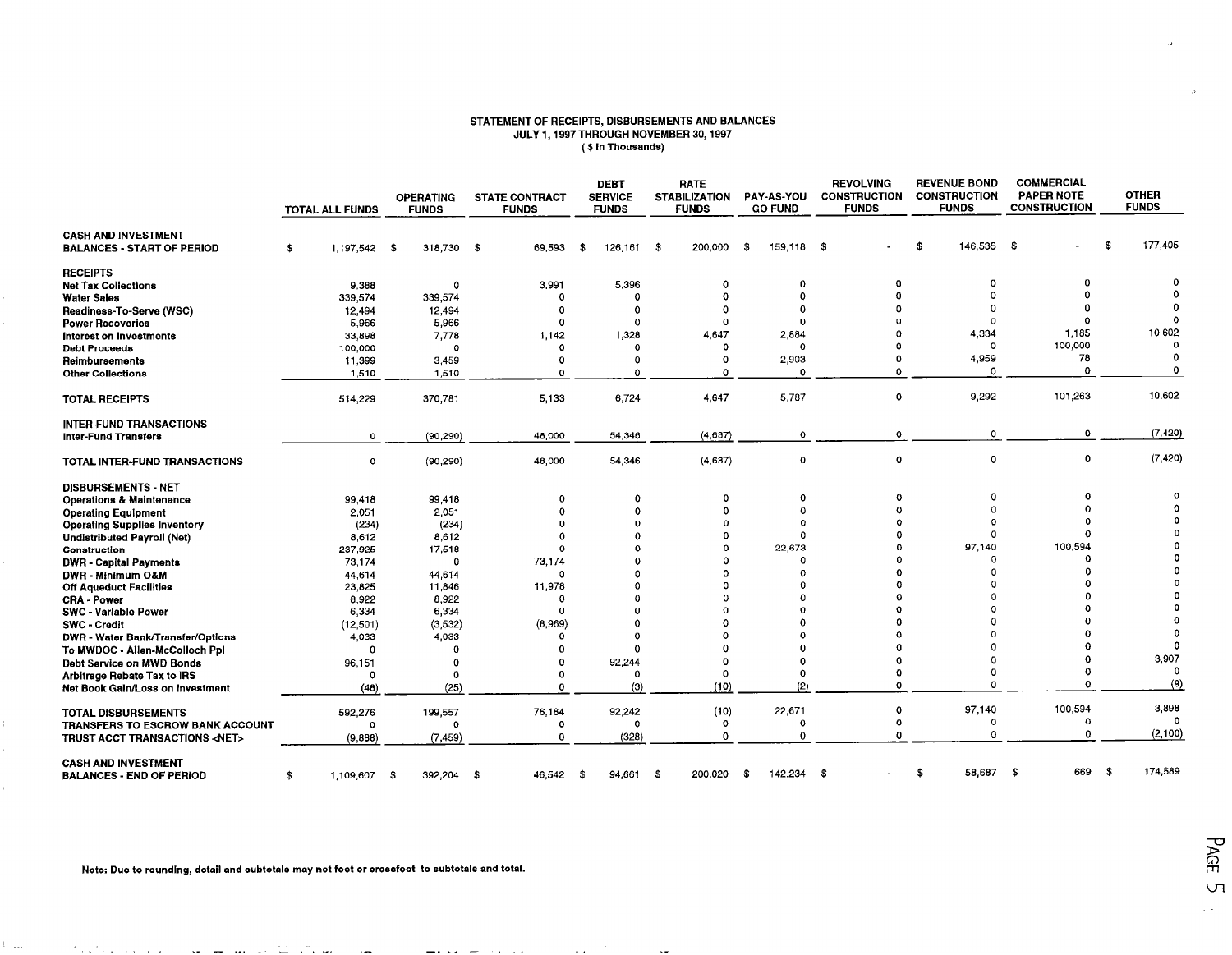# STATEMENT OF RECEIPTS, DISBURSEMENTS AND BALANCES
## JULY 1, 1997 THROUGH NOVEMBER 30, 1997
### ( $ In Thousands)

| | TOTAL ALL FUNDS | OPERATING FUNDS | STATE CONTRACT FUNDS | DEBT SERVICE FUNDS | RATE STABILIZATION FUNDS | PAY-AS-YOU GO FUND | REVOLVING CONSTRUCTION FUNDS | REVENUE BOND CONSTRUCTION FUNDS | COMMERCIAL PAPER NOTE CONSTRUCTION | OTHER FUNDS |
|---|---|---|---|---|---|---|---|---|---|---|
| **CASH AND INVESTMENT BALANCES - START OF PERIOD** | $ 1,197,542 | $ 318,730 | $ 69,593 | $ 126,161 | $ 200,000 | $ 159,118 | $ - | $ 146,535 | $ - | $ 177,405 |
| **RECEIPTS** | | | | | | | | | | |
| Net Tax Collections | 9,388 | 0 | 3,991 | 5,396 | 0 | 0 | 0 | 0 | 0 | 0 |
| Water Sales | 339,574 | 339,574 | 0 | 0 | 0 | 0 | 0 | 0 | 0 | 0 |
| Readiness-To-Serve (WSC) | 12,494 | 12,494 | 0 | 0 | 0 | 0 | 0 | 0 | 0 | 0 |
| Power Recoveries | 5,966 | 5,966 | 0 | 0 | 0 | 0 | 0 | 0 | 0 | 0 |
| Interest on Investments | 33,898 | 7,778 | 1,142 | 1,328 | 4,647 | 2,884 | 0 | 4,334 | 1,185 | 10,602 |
| Debt Proceeds | 100,000 | 0 | 0 | 0 | 0 | 0 | 0 | 0 | 100,000 | 0 |
| Reimbursements | 11,399 | 3,459 | 0 | 0 | 0 | 2,903 | 0 | 4,959 | 78 | 0 |
| Other Collections | 1,510 | 1,510 | 0 | 0 | 0 | 0 | 0 | 0 | 0 | 0 |
| **TOTAL RECEIPTS** | 514,229 | 370,781 | 5,133 | 6,724 | 4,647 | 5,787 | 0 | 9,292 | 101,263 | 10,602 |
| **INTER-FUND TRANSACTIONS** | | | | | | | | | | |
| Inter-Fund Transfers | 0 | (90,290) | 48,000 | 54,346 | (4,637) | 0 | 0 | 0 | 0 | (7,420) |
| **TOTAL INTER-FUND TRANSACTIONS** | 0 | (90,290) | 48,000 | 54,346 | (4,637) | 0 | 0 | 0 | 0 | (7,420) |
| **DISBURSEMENTS - NET** | | | | | | | | | | |
| Operations & Maintenance | 99,418 | 99,418 | 0 | 0 | 0 | 0 | 0 | 0 | 0 | 0 |
| Operating Equipment | 2,051 | 2,051 | 0 | 0 | 0 | 0 | 0 | 0 | 0 | 0 |
| Operating Supplies Inventory | (234) | (234) | 0 | 0 | 0 | 0 | 0 | 0 | 0 | 0 |
| Undistributed Payroll (Net) | 8,612 | 8,612 | 0 | 0 | 0 | 0 | 0 | 0 | 0 | 0 |
| Construction | 237,925 | 17,518 | 0 | 0 | 0 | 22,673 | 0 | 97,140 | 100,594 | 0 |
| DWR - Capital Payments | 73,174 | 0 | 73,174 | 0 | 0 | 0 | 0 | 0 | 0 | 0 |
| DWR - Minimum O&M | 44,614 | 44,614 | 0 | 0 | 0 | 0 | 0 | 0 | 0 | 0 |
| Off Aqueduct Facilities | 23,825 | 11,846 | 11,978 | 0 | 0 | 0 | 0 | 0 | 0 | 0 |
| CRA - Power | 8,922 | 8,922 | 0 | 0 | 0 | 0 | 0 | 0 | 0 | 0 |
| SWC - Variable Power | 6,334 | 6,334 | 0 | 0 | 0 | 0 | 0 | 0 | 0 | 0 |
| SWC - Credit | (12,501) | (3,532) | (8,969) | 0 | 0 | 0 | 0 | 0 | 0 | 0 |
| DWR - Water Bank/Transfer/Options | 4,033 | 4,033 | 0 | 0 | 0 | 0 | 0 | 0 | 0 | 0 |
| To MWDOC - Allen-McColloch Ppl | 0 | 0 | 0 | 0 | 0 | 0 | 0 | 0 | 0 | 0 |
| Debt Service on MWD Bonds | 96,151 | 0 | 0 | 92,244 | 0 | 0 | 0 | 0 | 0 | 3,907 |
| Arbitrage Rebate Tax to IRS | 0 | 0 | 0 | 0 | 0 | 0 | 0 | 0 | 0 | 0 |
| Net Book Gain/Loss on Investment | (48) | (25) | 0 | (3) | (10) | (2) | 0 | 0 | 0 | (9) |
| **TOTAL DISBURSEMENTS** | 592,276 | 199,557 | 76,184 | 92,242 | (10) | 22,671 | 0 | 97,140 | 100,594 | 3,898 |
| **TRANSFERS TO ESCROW BANK ACCOUNT** | 0 | 0 | 0 | 0 | 0 | 0 | 0 | 0 | 0 | 0 |
| **TRUST ACCT TRANSACTIONS <NET>** | (9,888) | (7,459) | 0 | (328) | 0 | 0 | 0 | 0 | 0 | (2,100) |
| **CASH AND INVESTMENT BALANCES - END OF PERIOD** | $ 1,109,607 | $ 392,204 | $ 46,542 | $ 94,661 | $ 200,020 | $ 142,234 | $ - | $ 58,687 | $ 669 | $ 174,589 |

**Note: Due to rounding, detail and subtotals may not foot or crossfoot to subtotals and total.**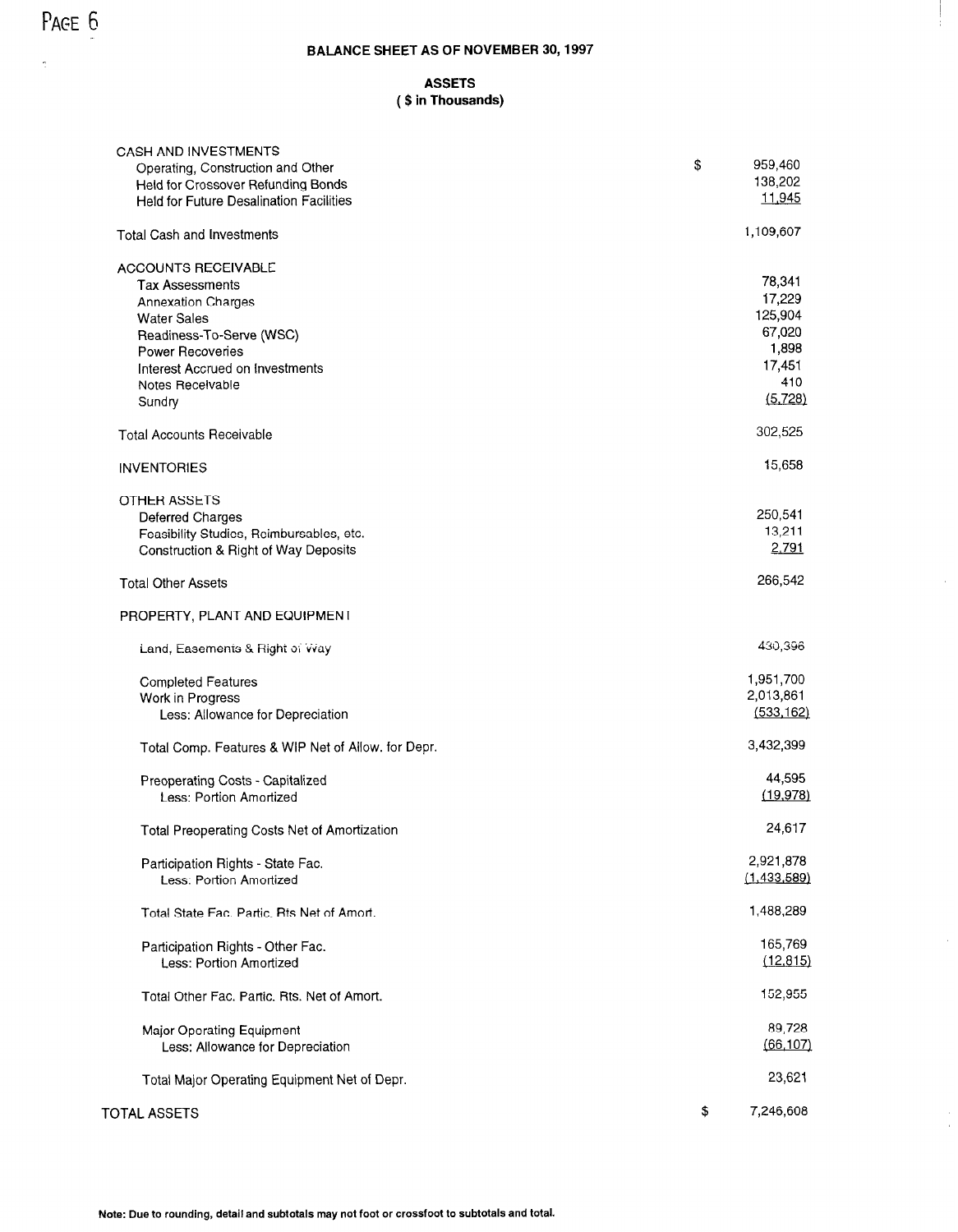## BALANCE SHEET AS OF NOVEMBER 30, 1997

### ASSETS
### ( $ in Thousands)

| | | |
|---|---|---|
| CASH AND INVESTMENTS | | |
| Operating, Construction and Other | $ | 959,460 |
| Held for Crossover Refunding Bonds | | 138,202 |
| Held for Future Desalination Facilities | | 11,945 |
| Total Cash and Investments | | 1,109,607 |
| ACCOUNTS RECEIVABLE | | |
| Tax Assessments | | 78,341 |
| Annexation Charges | | 17,229 |
| Water Sales | | 125,904 |
| Readiness-To-Serve (WSC) | | 67,020 |
| Power Recoveries | | 1,898 |
| Interest Accrued on Investments | | 17,451 |
| Notes Receivable | | 410 |
| Sundry | | (5,728) |
| Total Accounts Receivable | | 302,525 |
| INVENTORIES | | 15,658 |
| OTHER ASSETS | | |
| Deferred Charges | | 250,541 |
| Feasibility Studies, Reimbursables, etc. | | 13,211 |
| Construction & Right of Way Deposits | | 2,791 |
| Total Other Assets | | 266,542 |
| PROPERTY, PLANT AND EQUIPMENT | | |
| Land, Easements & Right of Way | | 430,396 |
| Completed Features | | 1,951,700 |
| Work in Progress | | 2,013,861 |
| Less: Allowance for Depreciation | | (533,162) |
| Total Comp. Features & WIP Net of Allow. for Depr. | | 3,432,399 |
| Preoperating Costs - Capitalized | | 44,595 |
| Less: Portion Amortized | | (19,978) |
| Total Preoperating Costs Net of Amortization | | 24,617 |
| Participation Rights - State Fac. | | 2,921,878 |
| Less: Portion Amortized | | (1,433,589) |
| Total State Fac. Partic. Rts Net of Amort. | | 1,488,289 |
| Participation Rights - Other Fac. | | 165,769 |
| Less: Portion Amortized | | (12,815) |
| Total Other Fac. Partic. Rts. Net of Amort. | | 152,955 |
| Major Operating Equipment | | 89,728 |
| Less: Allowance for Depreciation | | (66,107) |
| Total Major Operating Equipment Net of Depr. | | 23,621 |
| TOTAL ASSETS | $ | 7,246,608 |

**Note: Due to rounding, detail and subtotals may not foot or crossfoot to subtotals and total.**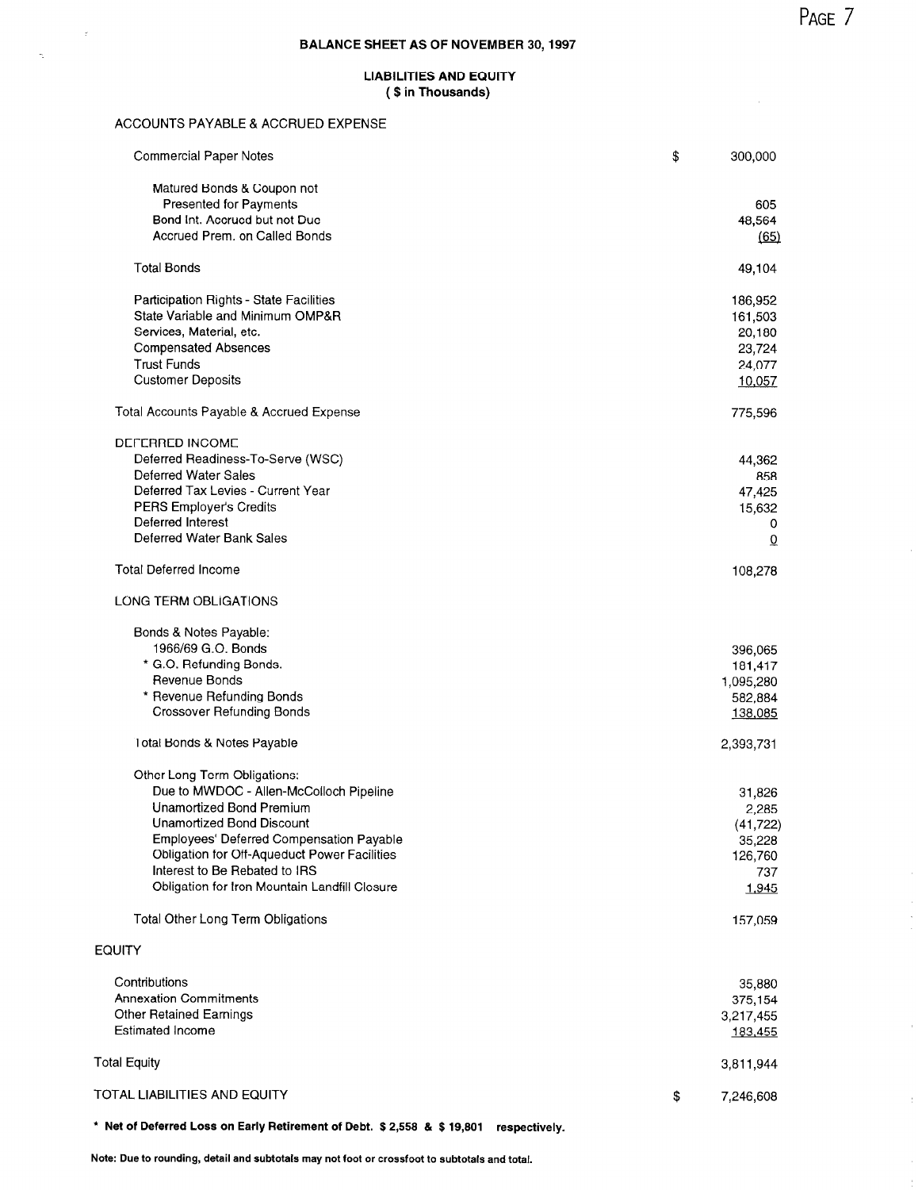## BALANCE SHEET AS OF NOVEMBER 30, 1997

### LIABILITIES AND EQUITY
### ( $ in Thousands)

| | | |
|---|---|---|
| ACCOUNTS PAYABLE & ACCRUED EXPENSE | | |
| Commercial Paper Notes | $ | 300,000 |
| Matured Bonds & Coupon not Presented for Payments | | 605 |
| Bond Int. Accrued but not Due | | 48,564 |
| Accrued Prem. on Called Bonds | | (65) |
| Total Bonds | | 49,104 |
| Participation Rights - State Facilities | | 186,952 |
| State Variable and Minimum OMP&R | | 161,503 |
| Services, Material, etc. | | 20,180 |
| Compensated Absences | | 23,724 |
| Trust Funds | | 24,077 |
| Customer Deposits | | 10,057 |
| Total Accounts Payable & Accrued Expense | | 775,596 |
| DEFERRED INCOME | | |
| Deferred Readiness-To-Serve (WSC) | | 44,362 |
| Deferred Water Sales | | 858 |
| Deferred Tax Levies - Current Year | | 47,425 |
| PERS Employer's Credits | | 15,632 |
| Deferred Interest | | 0 |
| Deferred Water Bank Sales | | 0 |
| Total Deferred Income | | 108,278 |
| LONG TERM OBLIGATIONS | | |
| Bonds & Notes Payable: | | |
| 1966/69 G.O. Bonds | | 396,065 |
| * G.O. Refunding Bonds. | | 181,417 |
| Revenue Bonds | | 1,095,280 |
| * Revenue Refunding Bonds | | 582,884 |
| Crossover Refunding Bonds | | 138,085 |
| Total Bonds & Notes Payable | | 2,393,731 |
| Other Long Term Obligations: | | |
| Due to MWDOC - Allen-McColloch Pipeline | | 31,826 |
| Unamortized Bond Premium | | 2,285 |
| Unamortized Bond Discount | | (41,722) |
| Employees' Deferred Compensation Payable | | 35,228 |
| Obligation for Off-Aqueduct Power Facilities | | 126,760 |
| Interest to Be Rebated to IRS | | 737 |
| Obligation for Iron Mountain Landfill Closure | | 1,945 |
| Total Other Long Term Obligations | | 157,059 |
| EQUITY | | |
| Contributions | | 35,880 |
| Annexation Commitments | | 375,154 |
| Other Retained Earnings | | 3,217,455 |
| Estimated Income | | 183,455 |
| Total Equity | | 3,811,944 |
| TOTAL LIABILITIES AND EQUITY | $ | 7,246,608 |

**\* Net of Deferred Loss on Early Retirement of Debt. $ 2,558 & $ 19,801 respectively.**

**Note: Due to rounding, detail and subtotals may not foot or crossfoot to subtotals and total.**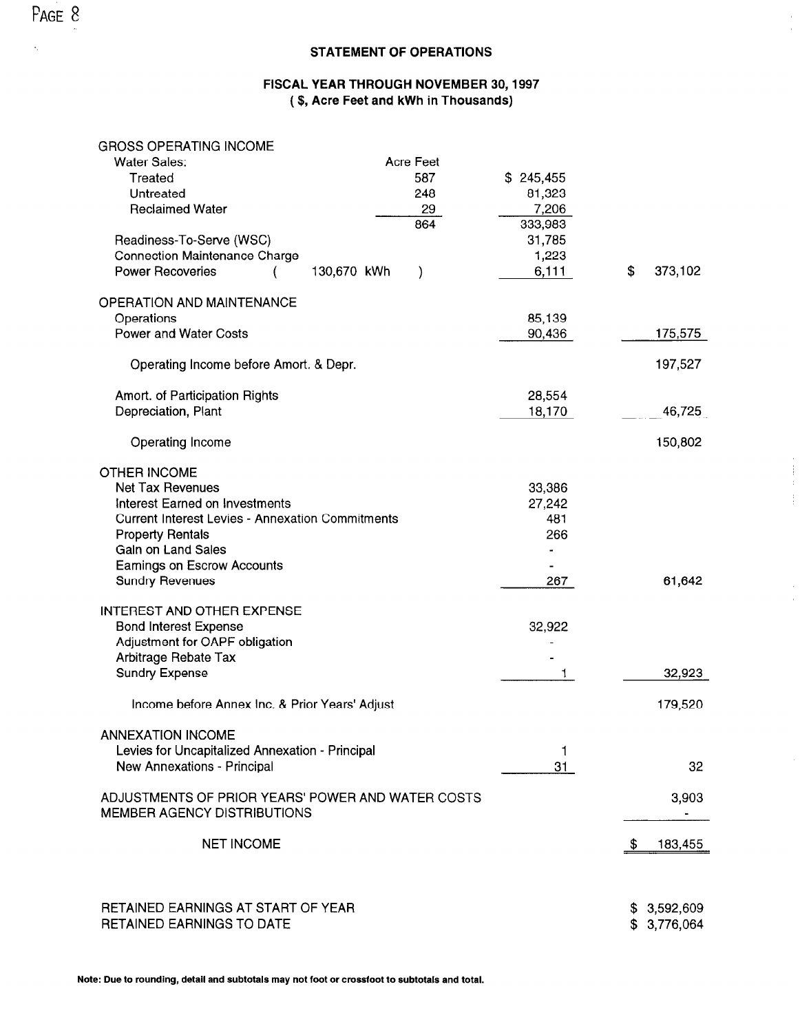## STATEMENT OF OPERATIONS

### FISCAL YEAR THROUGH NOVEMBER 30, 1997
### ( $, Acre Feet and kWh in Thousands)

| | Acre Feet | | |
|---|---|---|---|
| **GROSS OPERATING INCOME** | | | |
| Water Sales: | | | |
| Treated | 587 | $ 245,455 | |
| Untreated | 248 | 81,323 | |
| Reclaimed Water | 29 | 7,206 | |
| | 864 | 333,983 | |
| Readiness-To-Serve (WSC) | | 31,785 | |
| Connection Maintenance Charge | | 1,223 | |
| Power Recoveries ( 130,670 kWh ) | | 6,111 | $ 373,102 |
| **OPERATION AND MAINTENANCE** | | | |
| Operations | | 85,139 | |
| Power and Water Costs | | 90,436 | 175,575 |
| Operating Income before Amort. & Depr. | | | 197,527 |
| Amort. of Participation Rights | | 28,554 | |
| Depreciation, Plant | | 18,170 | 46,725 |
| Operating Income | | | 150,802 |
| **OTHER INCOME** | | | |
| Net Tax Revenues | | 33,386 | |
| Interest Earned on Investments | | 27,242 | |
| Current Interest Levies - Annexation Commitments | | 481 | |
| Property Rentals | | 266 | |
| Gain on Land Sales | | - | |
| Earnings on Escrow Accounts | | - | |
| Sundry Revenues | | 267 | 61,642 |
| **INTEREST AND OTHER EXPENSE** | | | |
| Bond Interest Expense | | 32,922 | |
| Adjustment for OAPF obligation | | - | |
| Arbitrage Rebate Tax | | - | |
| Sundry Expense | | 1 | 32,923 |
| Income before Annex Inc. & Prior Years' Adjust | | | 179,520 |
| **ANNEXATION INCOME** | | | |
| Levies for Uncapitalized Annexation - Principal | | 1 | |
| New Annexations - Principal | | 31 | 32 |
| ADJUSTMENTS OF PRIOR YEARS' POWER AND WATER COSTS | | | 3,903 |
| MEMBER AGENCY DISTRIBUTIONS | | | - |
| **NET INCOME** | | | $ 183,455 |
| | | | |
| RETAINED EARNINGS AT START OF YEAR | | | $ 3,592,609 |
| RETAINED EARNINGS TO DATE | | | $ 3,776,064 |

**Note: Due to rounding, detail and subtotals may not foot or crossfoot to subtotals and total.**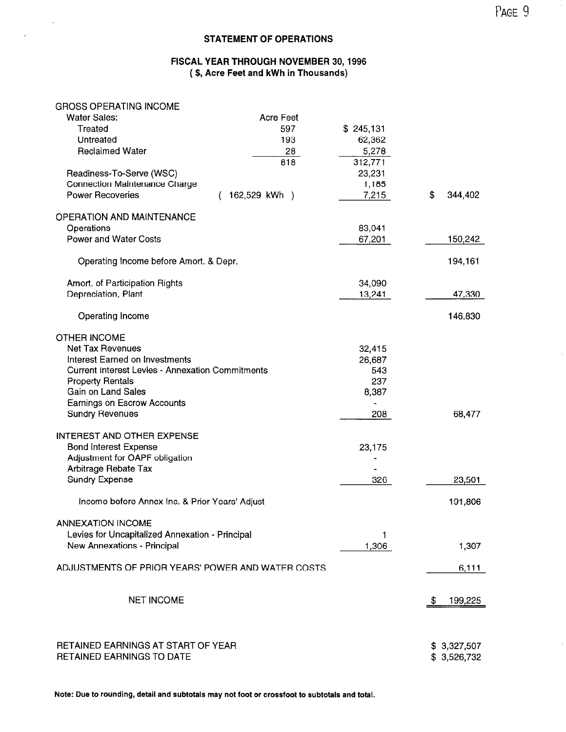# STATEMENT OF OPERATIONS

## FISCAL YEAR THROUGH NOVEMBER 30, 1996
### ( $, Acre Feet and kWh in Thousands)

| | | | |
|---|---|---|---|
| **GROSS OPERATING INCOME** | | | |
| Water Sales: | Acre Feet | | |
| Treated | 597 | $ 245,131 | |
| Untreated | 193 | 62,362 | |
| Reclaimed Water | 28 | 5,278 | |
| | 818 | 312,771 | |
| Readiness-To-Serve (WSC) | | 23,231 | |
| Connection Maintenance Charge | | 1,185 | |
| Power Recoveries | ( 162,529 kWh ) | 7,215 | $ 344,402 |
| **OPERATION AND MAINTENANCE** | | | |
| Operations | | 83,041 | |
| Power and Water Costs | | 67,201 | 150,242 |
| Operating Income before Amort. & Depr. | | | 194,161 |
| Amort. of Participation Rights | | 34,090 | |
| Depreciation, Plant | | 13,241 | 47,330 |
| Operating Income | | | 146,830 |
| **OTHER INCOME** | | | |
| Net Tax Revenues | | 32,415 | |
| Interest Earned on Investments | | 26,687 | |
| Current Interest Levies - Annexation Commitments | | 543 | |
| Property Rentals | | 237 | |
| Gain on Land Sales | | 8,387 | |
| Earnings on Escrow Accounts | | - | |
| Sundry Revenues | | 208 | 68,477 |
| **INTEREST AND OTHER EXPENSE** | | | |
| Bond Interest Expense | | 23,175 | |
| Adjustment for OAPF obligation | | - | |
| Arbitrage Rebate Tax | | - | |
| Sundry Expense | | 326 | 23,501 |
| Income before Annex Inc. & Prior Years' Adjust | | | 191,806 |
| **ANNEXATION INCOME** | | | |
| Levies for Uncapitalized Annexation - Principal | | 1 | |
| New Annexations - Principal | | 1,306 | 1,307 |
| ADJUSTMENTS OF PRIOR YEARS' POWER AND WATER COSTS | | | 6,111 |
| **NET INCOME** | | | $ 199,225 |
| RETAINED EARNINGS AT START OF YEAR | | | $ 3,327,507 |
| RETAINED EARNINGS TO DATE | | | $ 3,526,732 |

**Note: Due to rounding, detail and subtotals may not foot or crossfoot to subtotals and total.**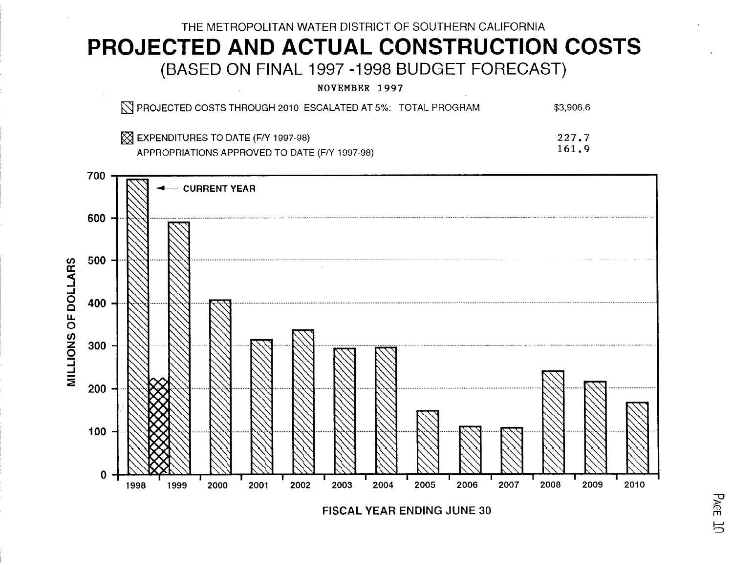THE METROPOLITAN WATER DISTRICT OF SOUTHERN CALIFORNIA

# PROJECTED AND ACTUAL CONSTRUCTION COSTS

## (BASED ON FINAL 1997 -1998 BUDGET FORECAST)

NOVEMBER 1997

| | |
|---|---|
| PROJECTED COSTS THROUGH 2010 ESCALATED AT 5%: TOTAL PROGRAM | $3,906.6 |
| EXPENDITURES TO DATE (F/Y 1997-98) | 227.7 |
| APPROPRIATIONS APPROVED TO DATE (F/Y 1997-98) | 161.9 |

MILLIONS OF DOLLARS

0, 100, 200, 300, 400, 500, 600, 700

← CURRENT YEAR

1998, 1999, 2000, 2001, 2002, 2003, 2004, 2005, 2006, 2007, 2008, 2009, 2010

FISCAL YEAR ENDING JUNE 30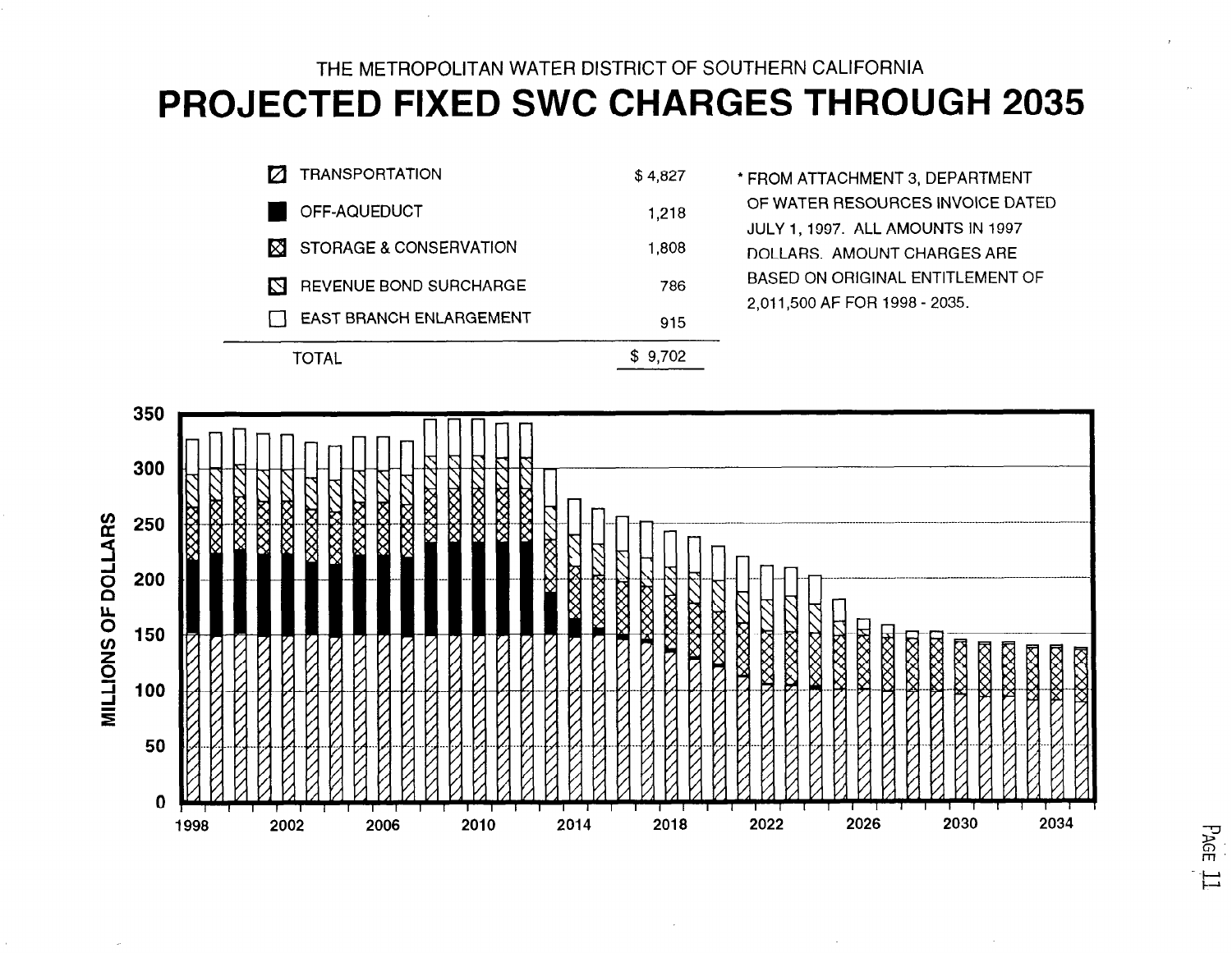THE METROPOLITAN WATER DISTRICT OF SOUTHERN CALIFORNIA

# PROJECTED FIXED SWC CHARGES THROUGH 2035

| | |
|---|---|
| TRANSPORTATION | $ 4,827 |
| OFF-AQUEDUCT | 1,218 |
| STORAGE & CONSERVATION | 1,808 |
| REVENUE BOND SURCHARGE | 786 |
| EAST BRANCH ENLARGEMENT | 915 |
| TOTAL | $ 9,702 |

* FROM ATTACHMENT 3, DEPARTMENT OF WATER RESOURCES INVOICE DATED JULY 1, 1997. ALL AMOUNTS IN 1997 DOLLARS. AMOUNT CHARGES ARE BASED ON ORIGINAL ENTITLEMENT OF 2,011,500 AF FOR 1998 - 2035.

MILLIONS OF DOLLARS

350
300
250
200
150
100
50
0

1998 2002 2006 2010 2014 2018 2022 2026 2030 2034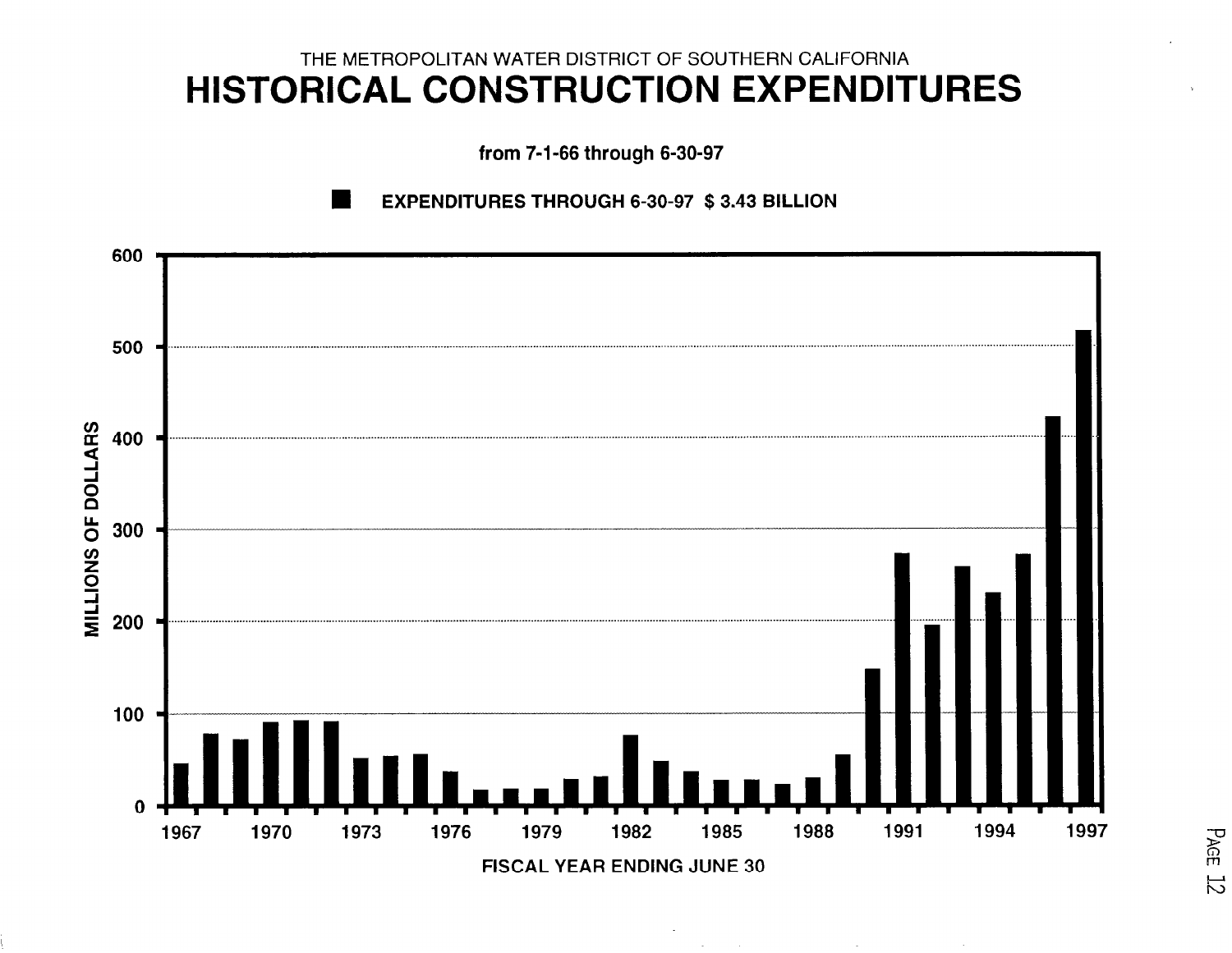THE METROPOLITAN WATER DISTRICT OF SOUTHERN CALIFORNIA

# HISTORICAL CONSTRUCTION EXPENDITURES

**from 7-1-66 through 6-30-97**

**EXPENDITURES THROUGH 6-30-97 $ 3.43 BILLION**

MILLIONS OF DOLLARS

600, 500, 400, 300, 200, 100, 0

1967 1970 1973 1976 1979 1982 1985 1988 1991 1994 1997

FISCAL YEAR ENDING JUNE 30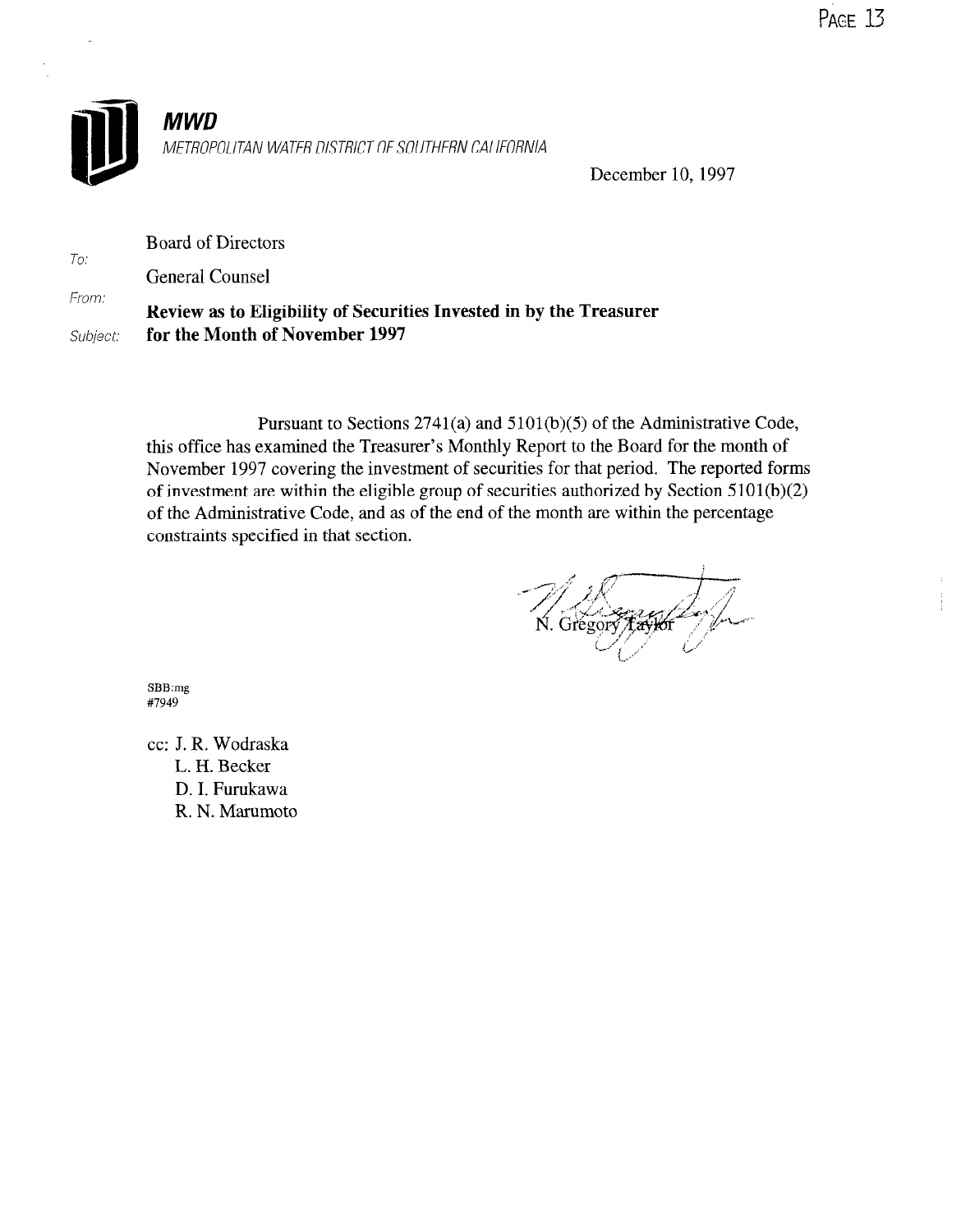**MWD**

METROPOLITAN WATER DISTRICT OF SOUTHERN CALIFORNIA

December 10, 1997

To: Board of Directors

From: General Counsel

Subject: **Review as to Eligibility of Securities Invested in by the Treasurer for the Month of November 1997**

Pursuant to Sections 2741(a) and 5101(b)(5) of the Administrative Code, this office has examined the Treasurer's Monthly Report to the Board for the month of November 1997 covering the investment of securities for that period. The reported forms of investment are within the eligible group of securities authorized by Section 5101(b)(2) of the Administrative Code, and as of the end of the month are within the percentage constraints specified in that section.

N. Gregory Taylor

SBB:mg
#7949

cc: J. R. Wodraska
L. H. Becker
D. I. Furukawa
R. N. Marumoto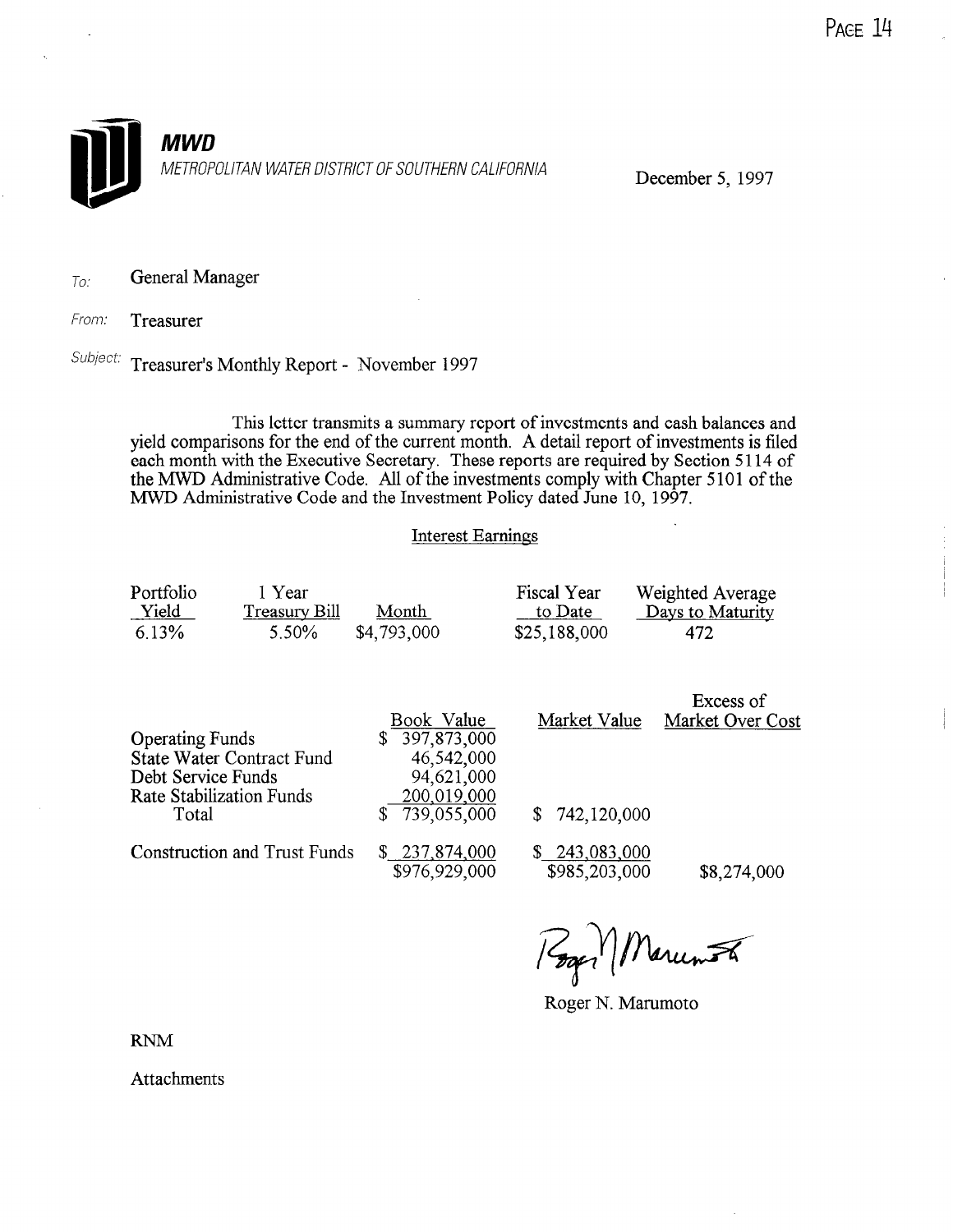**MWD**

*METROPOLITAN WATER DISTRICT OF SOUTHERN CALIFORNIA*

December 5, 1997

To: General Manager

From: Treasurer

Subject: Treasurer's Monthly Report - November 1997

This letter transmits a summary report of investments and cash balances and yield comparisons for the end of the current month. A detail report of investments is filed each month with the Executive Secretary. These reports are required by Section 5114 of the MWD Administrative Code. All of the investments comply with Chapter 5101 of the MWD Administrative Code and the Investment Policy dated June 10, 1997.

Interest Earnings

| Portfolio Yield | 1 Year Treasury Bill | Month | Fiscal Year to Date | Weighted Average Days to Maturity |
|---|---|---|---|---|
| 6.13% | 5.50% | $4,793,000 | $25,188,000 | 472 |

| | Book Value | Market Value | Excess of Market Over Cost |
|---|---|---|---|
| Operating Funds | $ 397,873,000 | | |
| State Water Contract Fund | 46,542,000 | | |
| Debt Service Funds | 94,621,000 | | |
| Rate Stabilization Funds | 200,019,000 | | |
| Total | $ 739,055,000 | $ 742,120,000 | |
| Construction and Trust Funds | $ 237,874,000 | $ 243,083,000 | |
| | $976,929,000 | $985,203,000 | $8,274,000 |

Roger N. Marumoto

RNM

Attachments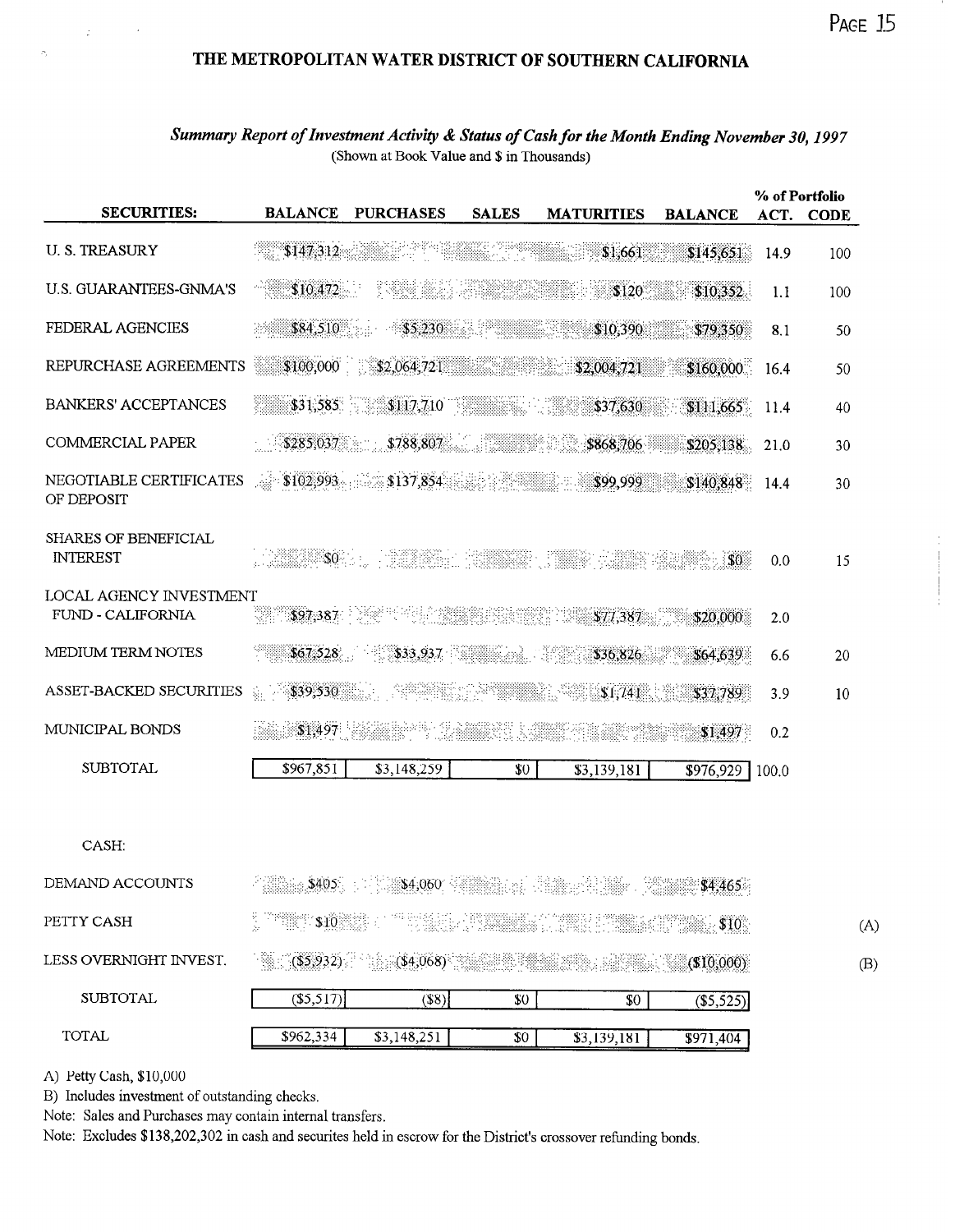# THE METROPOLITAN WATER DISTRICT OF SOUTHERN CALIFORNIA

### *Summary Report of Investment Activity & Status of Cash for the Month Ending November 30, 1997*

(Shown at Book Value and $ in Thousands)

| SECURITIES: | BALANCE | PURCHASES | SALES | MATURITIES | BALANCE | % of Portfolio ACT. | CODE |
|---|---|---|---|---|---|---|---|
| U. S. TREASURY | $147,312 | | | $1,661 | $145,651 | 14.9 | 100 |
| U.S. GUARANTEES-GNMA'S | $10,472 | | | $120 | $10,352 | 1.1 | 100 |
| FEDERAL AGENCIES | $84,510 | $5,230 | | $10,390 | $79,350 | 8.1 | 50 |
| REPURCHASE AGREEMENTS | $100,000 | $2,064,721 | | $2,004,721 | $160,000 | 16.4 | 50 |
| BANKERS' ACCEPTANCES | $31,585 | $117,710 | | $37,630 | $111,665 | 11.4 | 40 |
| COMMERCIAL PAPER | $285,037 | $788,807 | | $868,706 | $205,138 | 21.0 | 30 |
| NEGOTIABLE CERTIFICATES OF DEPOSIT | $102,993 | $137,854 | | $99,999 | $140,848 | 14.4 | 30 |
| SHARES OF BENEFICIAL INTEREST | $0 | | | | $0 | 0.0 | 15 |
| LOCAL AGENCY INVESTMENT FUND - CALIFORNIA | $97,387 | | | $77,387 | $20,000 | 2.0 | |
| MEDIUM TERM NOTES | $67,528 | $33,937 | | $36,826 | $64,639 | 6.6 | 20 |
| ASSET-BACKED SECURITIES | $39,530 | | | $1,741 | $37,789 | 3.9 | 10 |
| MUNICIPAL BONDS | $1,497 | | | | $1,497 | 0.2 | |
| SUBTOTAL | $967,851 | $3,148,259 | $0 | $3,139,181 | $976,929 | 100.0 | |

| CASH: | | | | | | |
|---|---|---|---|---|---|---|
| DEMAND ACCOUNTS | $405 | $4,060 | | | $4,465 | |
| PETTY CASH | $10 | | | | $10 | (A) |
| LESS OVERNIGHT INVEST. | ($5,932) | ($4,068) | | | ($10,000) | (B) |
| SUBTOTAL | ($5,517) | ($8) | $0 | $0 | ($5,525) | |
| TOTAL | $962,334 | $3,148,251 | $0 | $3,139,181 | $971,404 | |

A) Petty Cash, $10,000

B) Includes investment of outstanding checks.

Note: Sales and Purchases may contain internal transfers.

Note: Excludes $138,202,302 in cash and securites held in escrow for the District's crossover refunding bonds.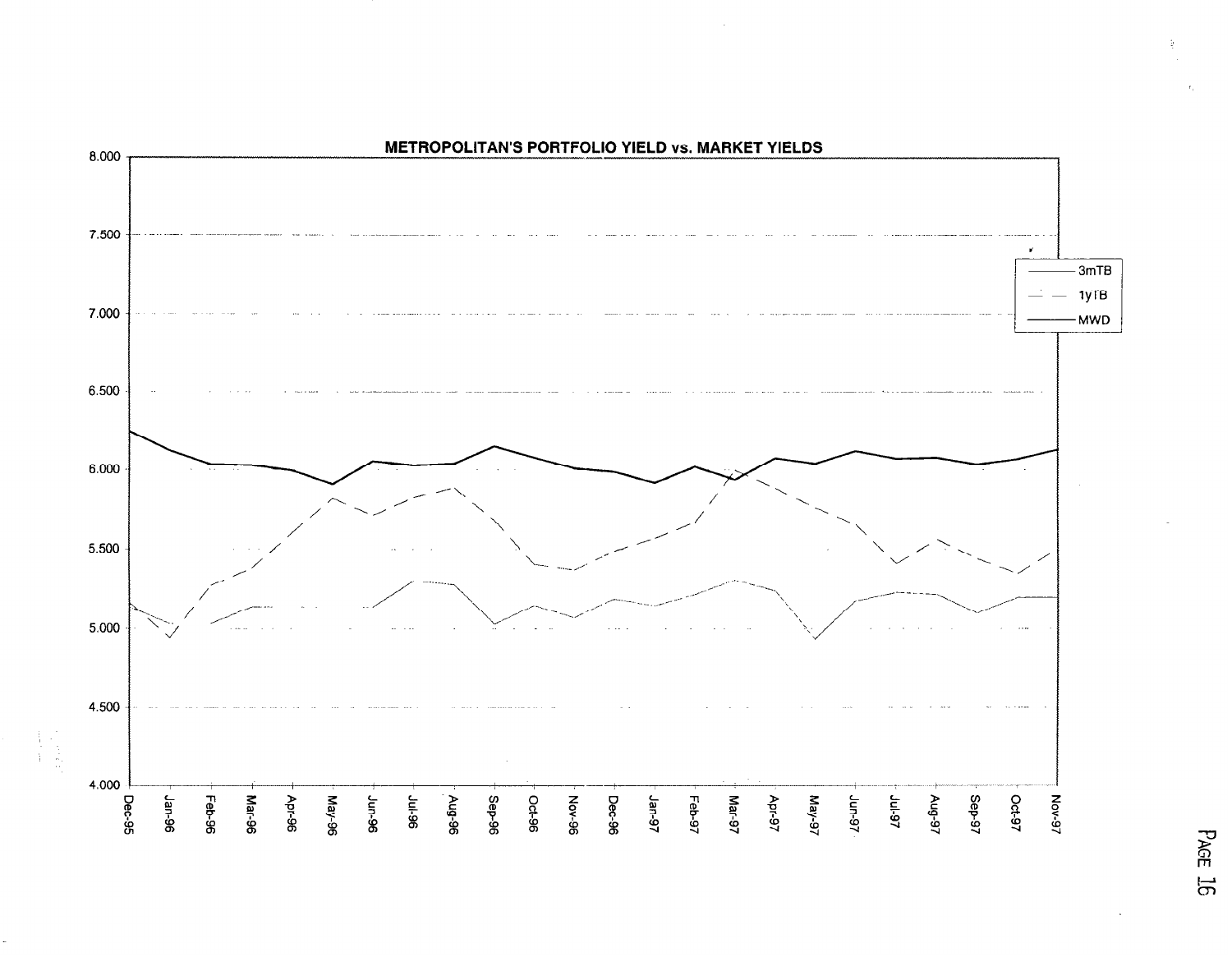METROPOLITAN'S PORTFOLIO YIELD vs. MARKET YIELDS

8.000
7.500
7.000
6.500
6.000
5.500
5.000
4.500
4.000

3mTB
1yTB
MWD

Dec-95
Jan-96
Feb-96
Mar-96
Apr-96
May-96
Jun-96
Jul-96
Aug-96
Sep-96
Oct-96
Nov-96
Dec-96
Jan-97
Feb-97
Mar-97
Apr-97
May-97
Jun-97
Jul-97
Aug-97
Sep-97
Oct-97
Nov-97